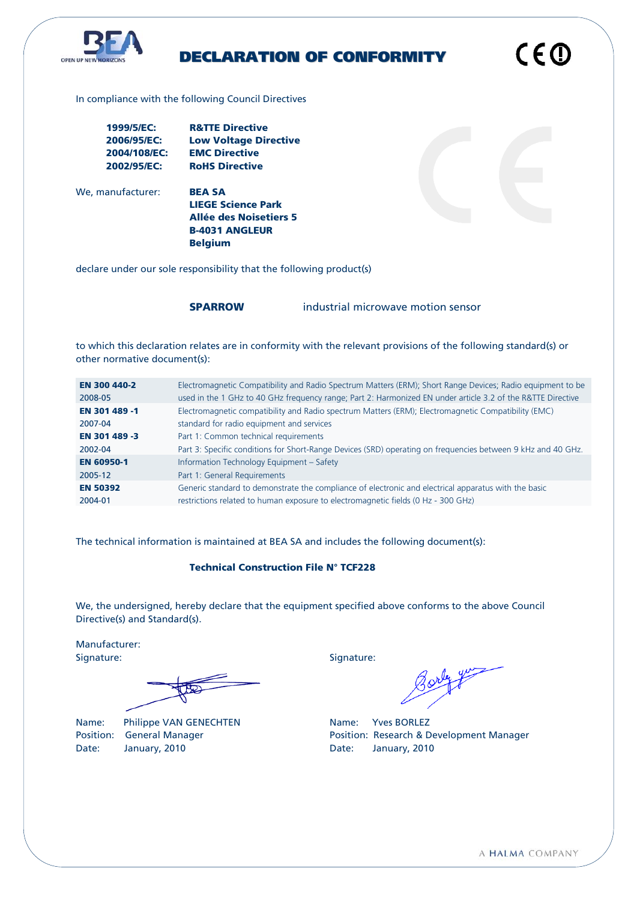# DECLARATION OF CONFORMITY

In compliance with the following Council Directives

| | |
|---|---|
| **1999/5/EC:** | **R&TTE Directive** |
| **2006/95/EC:** | **Low Voltage Directive** |
| **2004/108/EC:** | **EMC Directive** |
| **2002/95/EC:** | **RoHS Directive** |

We, manufacturer: **BEA SA**
**LIEGE Science Park**
**Allée des Noisetiers 5**
**B-4031 ANGLEUR**
**Belgium**

declare under our sole responsibility that the following product(s)

**SPARROW** industrial microwave motion sensor

to which this declaration relates are in conformity with the relevant provisions of the following standard(s) or other normative document(s):

| | |
|---|---|
| **EN 300 440-2** 2008-05 | Electromagnetic Compatibility and Radio Spectrum Matters (ERM); Short Range Devices; Radio equipment to be used in the 1 GHz to 40 GHz frequency range; Part 2: Harmonized EN under article 3.2 of the R&TTE Directive |
| **EN 301 489 -1** 2007-04 | Electromagnetic compatibility and Radio spectrum Matters (ERM); Electromagnetic Compatibility (EMC) standard for radio equipment and services |
| **EN 301 489 -3** 2002-04 | Part 1: Common technical requirements<br>Part 3: Specific conditions for Short-Range Devices (SRD) operating on frequencies between 9 kHz and 40 GHz. |
| **EN 60950-1** 2005-12 | Information Technology Equipment – Safety<br>Part 1: General Requirements |
| **EN 50392** 2004-01 | Generic standard to demonstrate the compliance of electronic and electrical apparatus with the basic restrictions related to human exposure to electromagnetic fields (0 Hz - 300 GHz) |

The technical information is maintained at BEA SA and includes the following document(s):

**Technical Construction File N° TCF228**

We, the undersigned, hereby declare that the equipment specified above conforms to the above Council Directive(s) and Standard(s).

Manufacturer:
Signature:

Name: Philippe VAN GENECHTEN
Position: General Manager
Date: January, 2010

Signature:

Name: Yves BORLEZ
Position: Research & Development Manager
Date: January, 2010

A HALMA COMPANY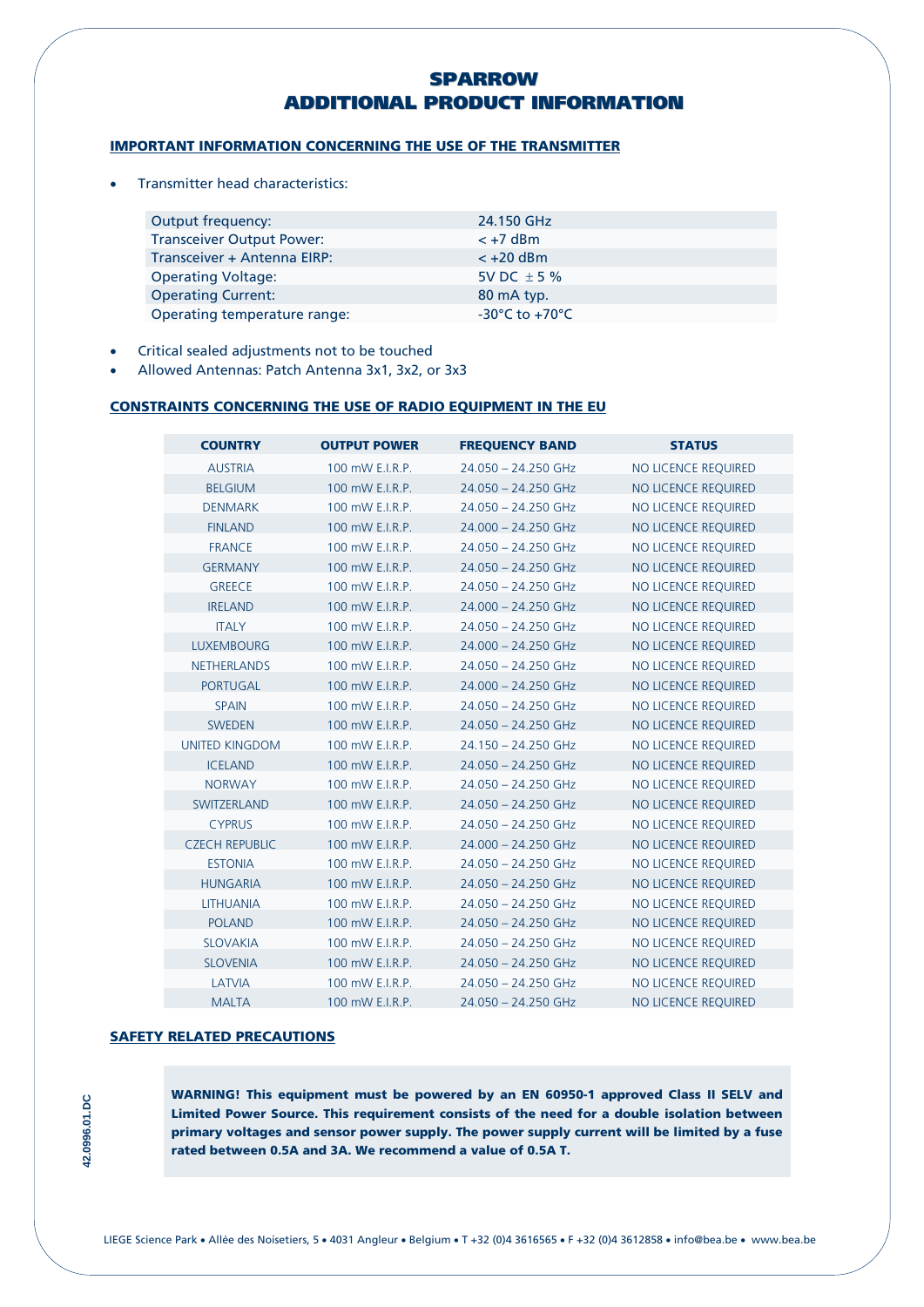# SPARROW
# ADDITIONAL PRODUCT INFORMATION

## IMPORTANT INFORMATION CONCERNING THE USE OF THE TRANSMITTER

- Transmitter head characteristics:

| | |
|---|---|
| Output frequency: | 24.150 GHz |
| Transceiver Output Power: | < +7 dBm |
| Transceiver + Antenna EIRP: | < +20 dBm |
| Operating Voltage: | 5V DC ± 5 % |
| Operating Current: | 80 mA typ. |
| Operating temperature range: | -30°C to +70°C |

- Critical sealed adjustments not to be touched
- Allowed Antennas: Patch Antenna 3x1, 3x2, or 3x3

## CONSTRAINTS CONCERNING THE USE OF RADIO EQUIPMENT IN THE EU

| COUNTRY | OUTPUT POWER | FREQUENCY BAND | STATUS |
|---|---|---|---|
| AUSTRIA | 100 mW E.I.R.P. | 24.050 – 24.250 GHz | NO LICENCE REQUIRED |
| BELGIUM | 100 mW E.I.R.P. | 24.050 – 24.250 GHz | NO LICENCE REQUIRED |
| DENMARK | 100 mW E.I.R.P. | 24.050 – 24.250 GHz | NO LICENCE REQUIRED |
| FINLAND | 100 mW E.I.R.P. | 24.000 – 24.250 GHz | NO LICENCE REQUIRED |
| FRANCE | 100 mW E.I.R.P. | 24.050 – 24.250 GHz | NO LICENCE REQUIRED |
| GERMANY | 100 mW E.I.R.P. | 24.050 – 24.250 GHz | NO LICENCE REQUIRED |
| GREECE | 100 mW E.I.R.P. | 24.050 – 24.250 GHz | NO LICENCE REQUIRED |
| IRELAND | 100 mW E.I.R.P. | 24.000 – 24.250 GHz | NO LICENCE REQUIRED |
| ITALY | 100 mW E.I.R.P. | 24.050 – 24.250 GHz | NO LICENCE REQUIRED |
| LUXEMBOURG | 100 mW E.I.R.P. | 24.000 – 24.250 GHz | NO LICENCE REQUIRED |
| NETHERLANDS | 100 mW E.I.R.P. | 24.050 – 24.250 GHz | NO LICENCE REQUIRED |
| PORTUGAL | 100 mW E.I.R.P. | 24.000 – 24.250 GHz | NO LICENCE REQUIRED |
| SPAIN | 100 mW E.I.R.P. | 24.050 – 24.250 GHz | NO LICENCE REQUIRED |
| SWEDEN | 100 mW E.I.R.P. | 24.050 – 24.250 GHz | NO LICENCE REQUIRED |
| UNITED KINGDOM | 100 mW E.I.R.P. | 24.150 – 24.250 GHz | NO LICENCE REQUIRED |
| ICELAND | 100 mW E.I.R.P. | 24.050 – 24.250 GHz | NO LICENCE REQUIRED |
| NORWAY | 100 mW E.I.R.P. | 24.050 – 24.250 GHz | NO LICENCE REQUIRED |
| SWITZERLAND | 100 mW E.I.R.P. | 24.050 – 24.250 GHz | NO LICENCE REQUIRED |
| CYPRUS | 100 mW E.I.R.P. | 24.050 – 24.250 GHz | NO LICENCE REQUIRED |
| CZECH REPUBLIC | 100 mW E.I.R.P. | 24.000 – 24.250 GHz | NO LICENCE REQUIRED |
| ESTONIA | 100 mW E.I.R.P. | 24.050 – 24.250 GHz | NO LICENCE REQUIRED |
| HUNGARIA | 100 mW E.I.R.P. | 24.050 – 24.250 GHz | NO LICENCE REQUIRED |
| LITHUANIA | 100 mW E.I.R.P. | 24.050 – 24.250 GHz | NO LICENCE REQUIRED |
| POLAND | 100 mW E.I.R.P. | 24.050 – 24.250 GHz | NO LICENCE REQUIRED |
| SLOVAKIA | 100 mW E.I.R.P. | 24.050 – 24.250 GHz | NO LICENCE REQUIRED |
| SLOVENIA | 100 mW E.I.R.P. | 24.050 – 24.250 GHz | NO LICENCE REQUIRED |
| LATVIA | 100 mW E.I.R.P. | 24.050 – 24.250 GHz | NO LICENCE REQUIRED |
| MALTA | 100 mW E.I.R.P. | 24.050 – 24.250 GHz | NO LICENCE REQUIRED |

## SAFETY RELATED PRECAUTIONS

**WARNING! This equipment must be powered by an EN 60950-1 approved Class II SELV and Limited Power Source. This requirement consists of the need for a double isolation between primary voltages and sensor power supply. The power supply current will be limited by a fuse rated between 0.5A and 3A. We recommend a value of 0.5A T.**

42.0996.01.DC

LIEGE Science Park • Allée des Noisetiers, 5 • 4031 Angleur • Belgium • T +32 (0)4 3616565 • F +32 (0)4 3612858 • info@bea.be • www.bea.be